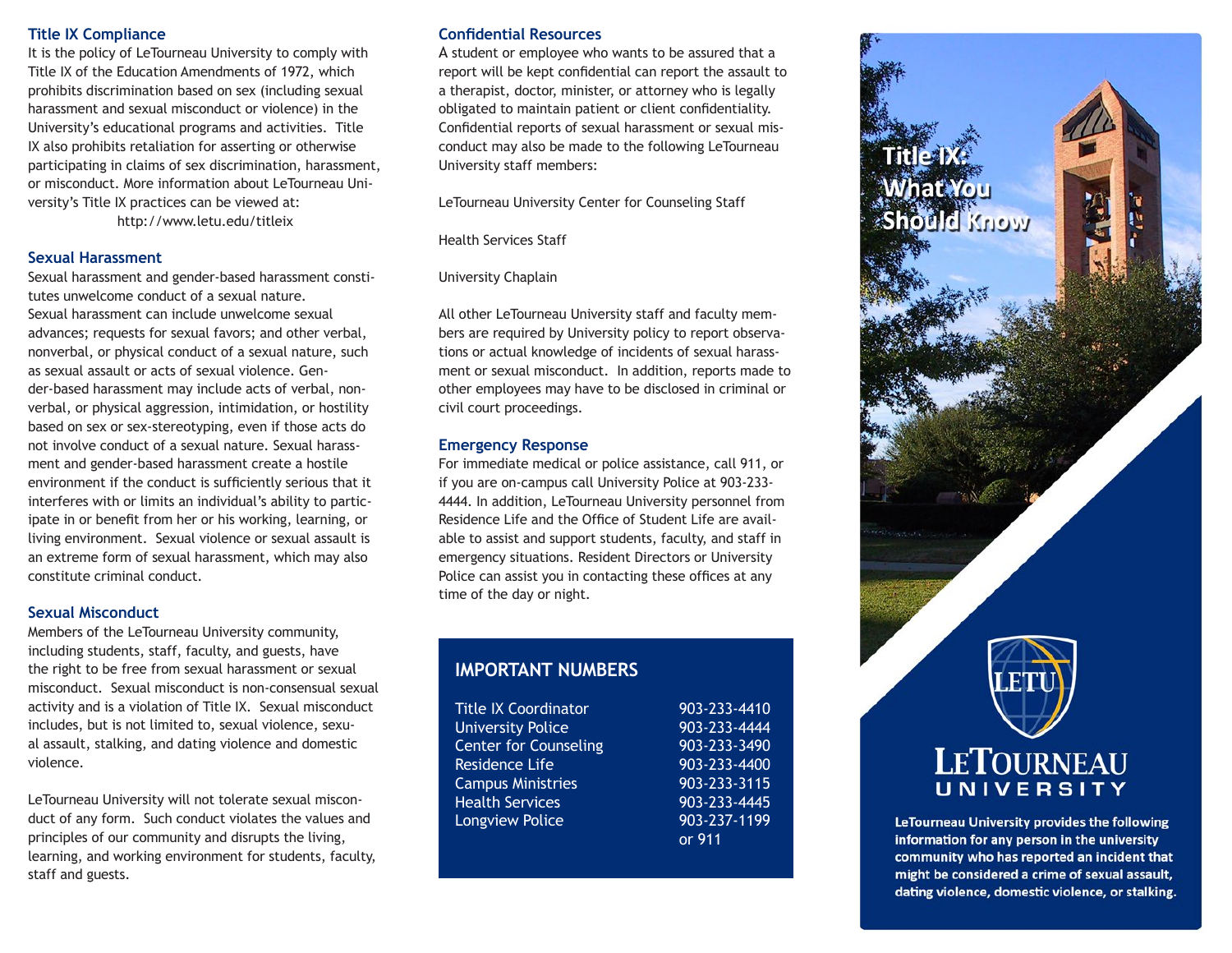## Title IX Compliance

It is the policy of LeTourneau University to comply with Title IX of the Education Amendments of 1972, which prohibits discrimination based on sex (including sexual harassment and sexual misconduct or violence) in the University's educational programs and activities. Title IX also prohibits retaliation for asserting or otherwise participating in claims of sex discrimination, harassment, or misconduct. More information about LeTourneau University's Title IX practices can be viewed at:

http://www.letu.edu/titleix

## Sexual Harassment

Sexual harassment and gender-based harassment constitutes unwelcome conduct of a sexual nature. Sexual harassment can include unwelcome sexual advances; requests for sexual favors; and other verbal, nonverbal, or physical conduct of a sexual nature, such as sexual assault or acts of sexual violence. Gender-based harassment may include acts of verbal, nonverbal, or physical aggression, intimidation, or hostility based on sex or sex-stereotyping, even if those acts do not involve conduct of a sexual nature. Sexual harassment and gender-based harassment create a hostile environment if the conduct is sufficiently serious that it interferes with or limits an individual's ability to participate in or benefit from her or his working, learning, or living environment. Sexual violence or sexual assault is an extreme form of sexual harassment, which may also constitute criminal conduct.

## Sexual Misconduct

Members of the LeTourneau University community, including students, staff, faculty, and guests, have the right to be free from sexual harassment or sexual misconduct. Sexual misconduct is non-consensual sexual activity and is a violation of Title IX. Sexual misconduct includes, but is not limited to, sexual violence, sexual assault, stalking, and dating violence and domestic violence.

LeTourneau University will not tolerate sexual misconduct of any form. Such conduct violates the values and principles of our community and disrupts the living, learning, and working environment for students, faculty, staff and guests.

## Confidential Resources

A student or employee who wants to be assured that a report will be kept confidential can report the assault to a therapist, doctor, minister, or attorney who is legally obligated to maintain patient or client confidentiality. Confidential reports of sexual harassment or sexual misconduct may also be made to the following LeTourneau University staff members:

LeTourneau University Center for Counseling Staff

Health Services Staff

University Chaplain

All other LeTourneau University staff and faculty members are required by University policy to report observations or actual knowledge of incidents of sexual harassment or sexual misconduct. In addition, reports made to other employees may have to be disclosed in criminal or civil court proceedings.

## Emergency Response

For immediate medical or police assistance, call 911, or if you are on-campus call University Police at 903-233-4444. In addition, LeTourneau University personnel from Residence Life and the Office of Student Life are available to assist and support students, faculty, and staff in emergency situations. Resident Directors or University Police can assist you in contacting these offices at any time of the day or night.

## IMPORTANT NUMBERS

| | |
|---|---|
| Title IX Coordinator | 903-233-4410 |
| University Police | 903-233-4444 |
| Center for Counseling | 903-233-3490 |
| Residence Life | 903-233-4400 |
| Campus Ministries | 903-233-3115 |
| Health Services | 903-233-4445 |
| Longview Police | 903-237-1199 or 911 |

# Title IX: What You Should Know

LETU

LETOURNEAU UNIVERSITY

**LeTourneau University provides the following information for any person in the university community who has reported an incident that might be considered a crime of sexual assault, dating violence, domestic violence, or stalking.**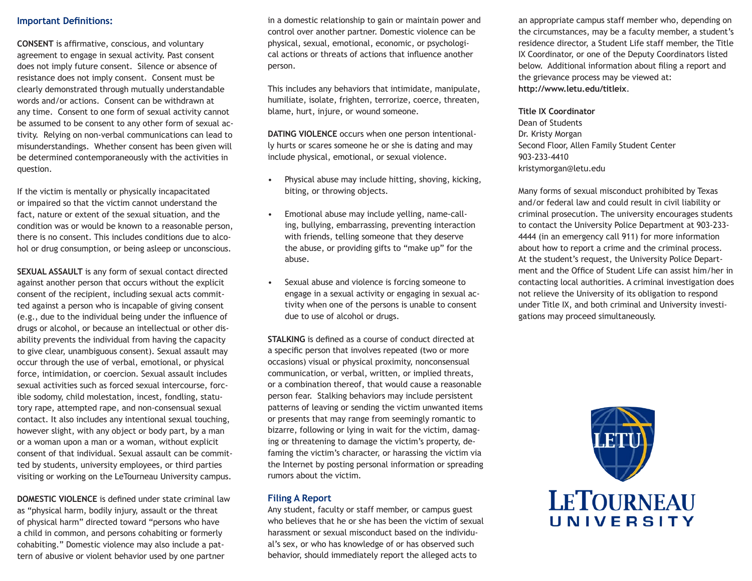## Important Definitions:

**CONSENT** is affirmative, conscious, and voluntary agreement to engage in sexual activity. Past consent does not imply future consent. Silence or absence of resistance does not imply consent. Consent must be clearly demonstrated through mutually understandable words and/or actions. Consent can be withdrawn at any time. Consent to one form of sexual activity cannot be assumed to be consent to any other form of sexual activity. Relying on non-verbal communications can lead to misunderstandings. Whether consent has been given will be determined contemporaneously with the activities in question.

If the victim is mentally or physically incapacitated or impaired so that the victim cannot understand the fact, nature or extent of the sexual situation, and the condition was or would be known to a reasonable person, there is no consent. This includes conditions due to alcohol or drug consumption, or being asleep or unconscious.

**SEXUAL ASSAULT** is any form of sexual contact directed against another person that occurs without the explicit consent of the recipient, including sexual acts committed against a person who is incapable of giving consent (e.g., due to the individual being under the influence of drugs or alcohol, or because an intellectual or other disability prevents the individual from having the capacity to give clear, unambiguous consent). Sexual assault may occur through the use of verbal, emotional, or physical force, intimidation, or coercion. Sexual assault includes sexual activities such as forced sexual intercourse, forcible sodomy, child molestation, incest, fondling, statutory rape, attempted rape, and non-consensual sexual contact. It also includes any intentional sexual touching, however slight, with any object or body part, by a man or a woman upon a man or a woman, without explicit consent of that individual. Sexual assault can be committed by students, university employees, or third parties visiting or working on the LeTourneau University campus.

**DOMESTIC VIOLENCE** is defined under state criminal law as "physical harm, bodily injury, assault or the threat of physical harm" directed toward "persons who have a child in common, and persons cohabiting or formerly cohabiting." Domestic violence may also include a pattern of abusive or violent behavior used by one partner in a domestic relationship to gain or maintain power and control over another partner. Domestic violence can be physical, sexual, emotional, economic, or psychological actions or threats of actions that influence another person.

This includes any behaviors that intimidate, manipulate, humiliate, isolate, frighten, terrorize, coerce, threaten, blame, hurt, injure, or wound someone.

**DATING VIOLENCE** occurs when one person intentionally hurts or scares someone he or she is dating and may include physical, emotional, or sexual violence.

- Physical abuse may include hitting, shoving, kicking, biting, or throwing objects.
- Emotional abuse may include yelling, name-calling, bullying, embarrassing, preventing interaction with friends, telling someone that they deserve the abuse, or providing gifts to "make up" for the abuse.
- Sexual abuse and violence is forcing someone to engage in a sexual activity or engaging in sexual activity when one of the persons is unable to consent due to use of alcohol or drugs.

**STALKING** is defined as a course of conduct directed at a specific person that involves repeated (two or more occasions) visual or physical proximity, nonconsensual communication, or verbal, written, or implied threats, or a combination thereof, that would cause a reasonable person fear. Stalking behaviors may include persistent patterns of leaving or sending the victim unwanted items or presents that may range from seemingly romantic to bizarre, following or lying in wait for the victim, damaging or threatening to damage the victim's property, defaming the victim's character, or harassing the victim via the Internet by posting personal information or spreading rumors about the victim.

## Filing A Report

Any student, faculty or staff member, or campus guest who believes that he or she has been the victim of sexual harassment or sexual misconduct based on the individual's sex, or who has knowledge of or has observed such behavior, should immediately report the alleged acts to an appropriate campus staff member who, depending on the circumstances, may be a faculty member, a student's residence director, a Student Life staff member, the Title IX Coordinator, or one of the Deputy Coordinators listed below. Additional information about filing a report and the grievance process may be viewed at: **http://www.letu.edu/titleix**.

**Title IX Coordinator**
Dean of Students
Dr. Kristy Morgan
Second Floor, Allen Family Student Center
903-233-4410
kristymorgan@letu.edu

Many forms of sexual misconduct prohibited by Texas and/or federal law and could result in civil liability or criminal prosecution. The university encourages students to contact the University Police Department at 903-233-4444 (in an emergency call 911) for more information about how to report a crime and the criminal process. At the student's request, the University Police Department and the Office of Student Life can assist him/her in contacting local authorities. A criminal investigation does not relieve the University of its obligation to respond under Title IX, and both criminal and University investigations may proceed simultaneously.

LETU

LeTourneau University